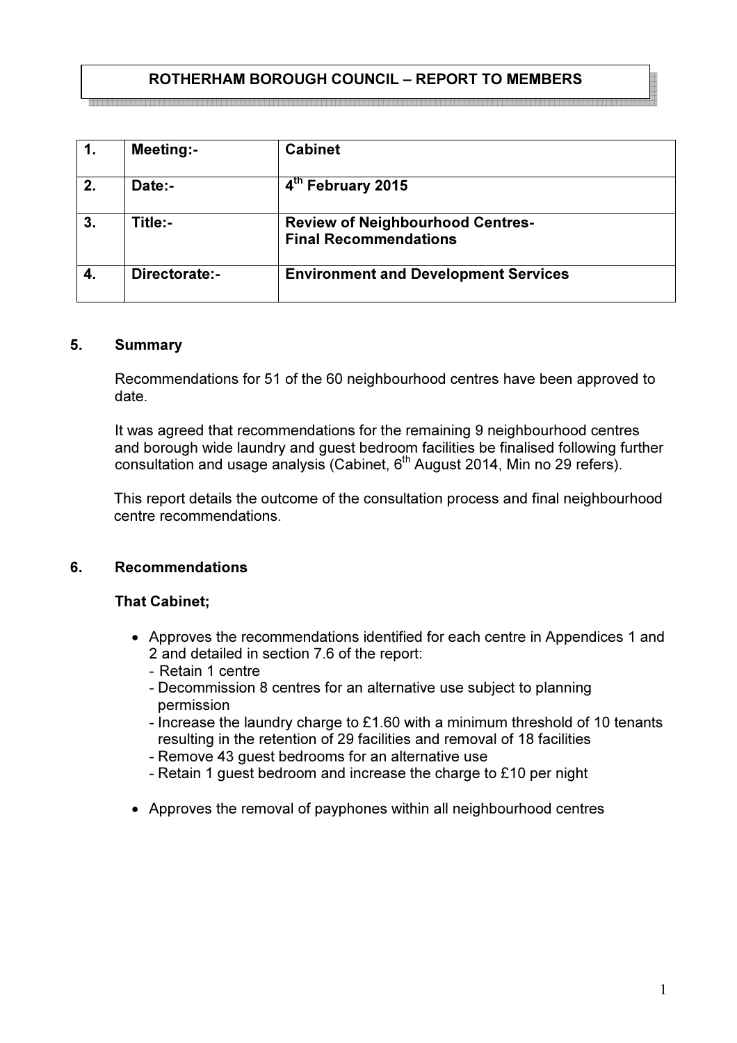# ROTHERHAM BOROUGH COUNCIL – REPORT TO MEMBERS

| 1. | Meeting:- | Cabinet |
|---|---|---|
| 2. | Date:- | 4th February 2015 |
| 3. | Title:- | Review of Neighbourhood Centres- Final Recommendations |
| 4. | Directorate:- | Environment and Development Services |

## 5. Summary

Recommendations for 51 of the 60 neighbourhood centres have been approved to date.

It was agreed that recommendations for the remaining 9 neighbourhood centres and borough wide laundry and guest bedroom facilities be finalised following further consultation and usage analysis (Cabinet, 6th August 2014, Min no 29 refers).

This report details the outcome of the consultation process and final neighbourhood centre recommendations.

## 6. Recommendations

**That Cabinet;**

- Approves the recommendations identified for each centre in Appendices 1 and 2 and detailed in section 7.6 of the report:
  - Retain 1 centre
  - Decommission 8 centres for an alternative use subject to planning permission
  - Increase the laundry charge to £1.60 with a minimum threshold of 10 tenants resulting in the retention of 29 facilities and removal of 18 facilities
  - Remove 43 guest bedrooms for an alternative use
  - Retain 1 guest bedroom and increase the charge to £10 per night
- Approves the removal of payphones within all neighbourhood centres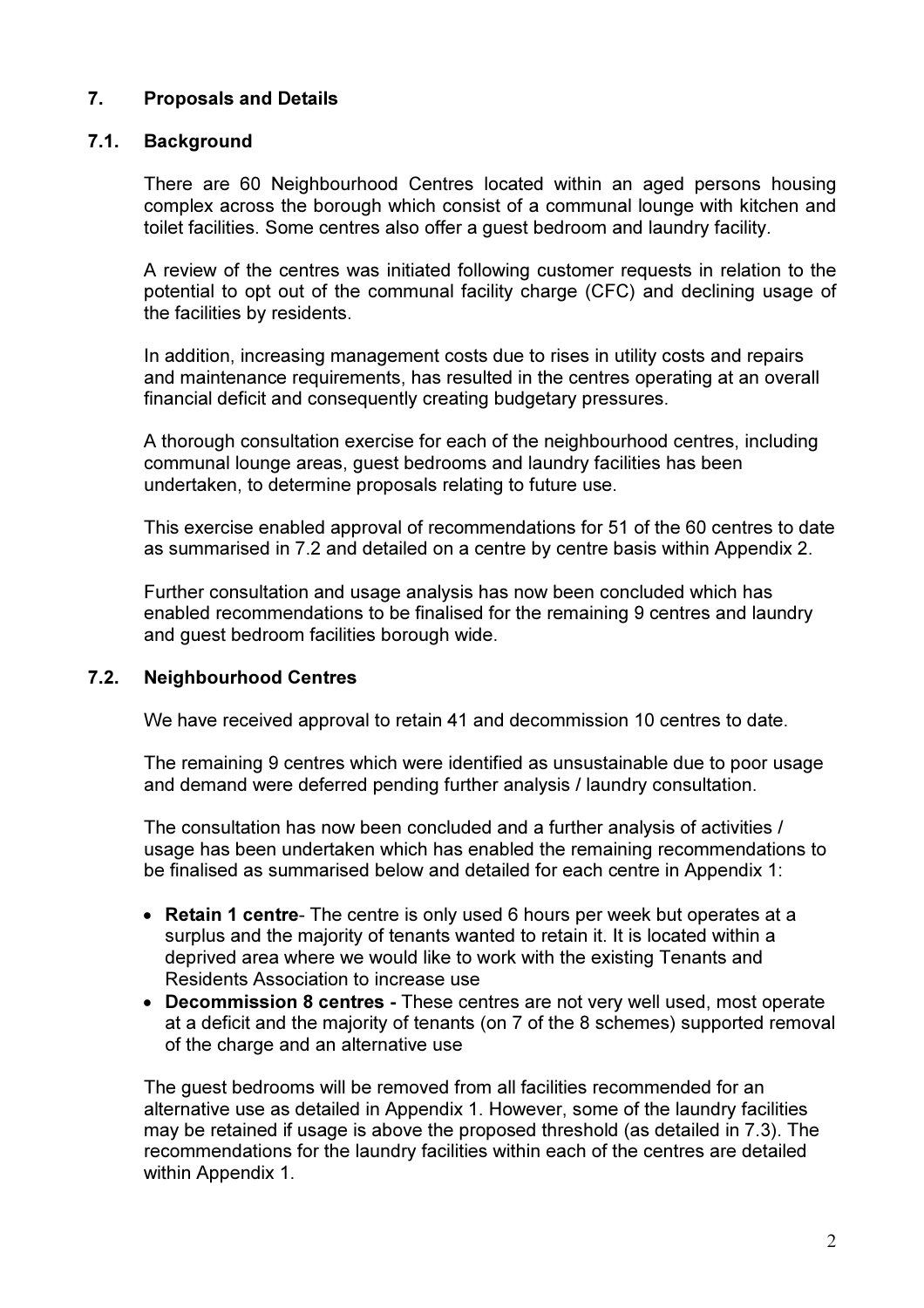## 7. Proposals and Details

### 7.1. Background

There are 60 Neighbourhood Centres located within an aged persons housing complex across the borough which consist of a communal lounge with kitchen and toilet facilities. Some centres also offer a guest bedroom and laundry facility.

A review of the centres was initiated following customer requests in relation to the potential to opt out of the communal facility charge (CFC) and declining usage of the facilities by residents.

In addition, increasing management costs due to rises in utility costs and repairs and maintenance requirements, has resulted in the centres operating at an overall financial deficit and consequently creating budgetary pressures.

A thorough consultation exercise for each of the neighbourhood centres, including communal lounge areas, guest bedrooms and laundry facilities has been undertaken, to determine proposals relating to future use.

This exercise enabled approval of recommendations for 51 of the 60 centres to date as summarised in 7.2 and detailed on a centre by centre basis within Appendix 2.

Further consultation and usage analysis has now been concluded which has enabled recommendations to be finalised for the remaining 9 centres and laundry and guest bedroom facilities borough wide.

### 7.2. Neighbourhood Centres

We have received approval to retain 41 and decommission 10 centres to date.

The remaining 9 centres which were identified as unsustainable due to poor usage and demand were deferred pending further analysis / laundry consultation.

The consultation has now been concluded and a further analysis of activities / usage has been undertaken which has enabled the remaining recommendations to be finalised as summarised below and detailed for each centre in Appendix 1:

- **Retain 1 centre**- The centre is only used 6 hours per week but operates at a surplus and the majority of tenants wanted to retain it. It is located within a deprived area where we would like to work with the existing Tenants and Residents Association to increase use
- **Decommission 8 centres -** These centres are not very well used, most operate at a deficit and the majority of tenants (on 7 of the 8 schemes) supported removal of the charge and an alternative use

The guest bedrooms will be removed from all facilities recommended for an alternative use as detailed in Appendix 1. However, some of the laundry facilities may be retained if usage is above the proposed threshold (as detailed in 7.3). The recommendations for the laundry facilities within each of the centres are detailed within Appendix 1.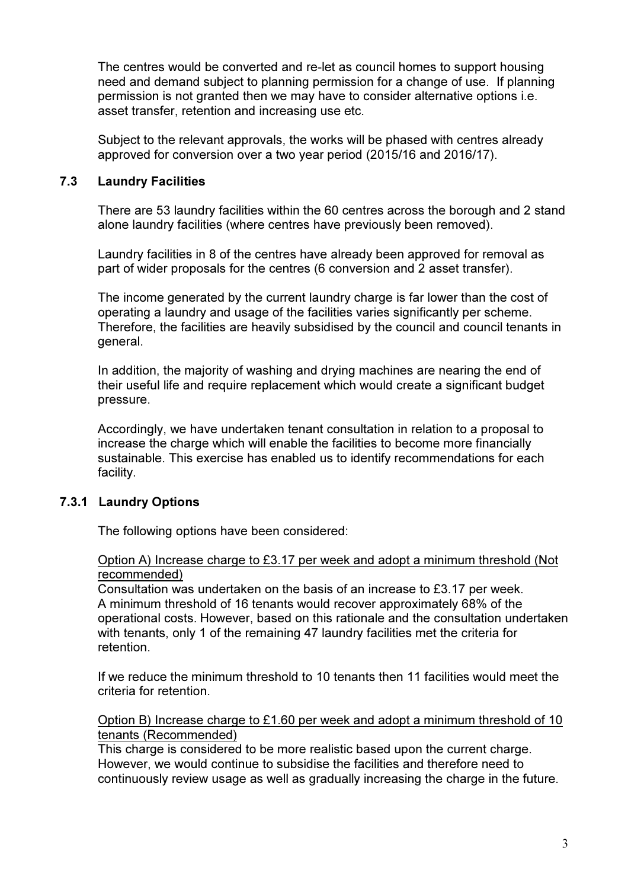The centres would be converted and re-let as council homes to support housing need and demand subject to planning permission for a change of use. If planning permission is not granted then we may have to consider alternative options i.e. asset transfer, retention and increasing use etc.

Subject to the relevant approvals, the works will be phased with centres already approved for conversion over a two year period (2015/16 and 2016/17).

### 7.3 Laundry Facilities

There are 53 laundry facilities within the 60 centres across the borough and 2 stand alone laundry facilities (where centres have previously been removed).

Laundry facilities in 8 of the centres have already been approved for removal as part of wider proposals for the centres (6 conversion and 2 asset transfer).

The income generated by the current laundry charge is far lower than the cost of operating a laundry and usage of the facilities varies significantly per scheme. Therefore, the facilities are heavily subsidised by the council and council tenants in general.

In addition, the majority of washing and drying machines are nearing the end of their useful life and require replacement which would create a significant budget pressure.

Accordingly, we have undertaken tenant consultation in relation to a proposal to increase the charge which will enable the facilities to become more financially sustainable. This exercise has enabled us to identify recommendations for each facility.

#### 7.3.1 Laundry Options

The following options have been considered:

<u>Option A) Increase charge to £3.17 per week and adopt a minimum threshold (Not recommended)</u>
Consultation was undertaken on the basis of an increase to £3.17 per week. A minimum threshold of 16 tenants would recover approximately 68% of the operational costs. However, based on this rationale and the consultation undertaken with tenants, only 1 of the remaining 47 laundry facilities met the criteria for retention.

If we reduce the minimum threshold to 10 tenants then 11 facilities would meet the criteria for retention.

<u>Option B) Increase charge to £1.60 per week and adopt a minimum threshold of 10 tenants (Recommended)</u>
This charge is considered to be more realistic based upon the current charge. However, we would continue to subsidise the facilities and therefore need to continuously review usage as well as gradually increasing the charge in the future.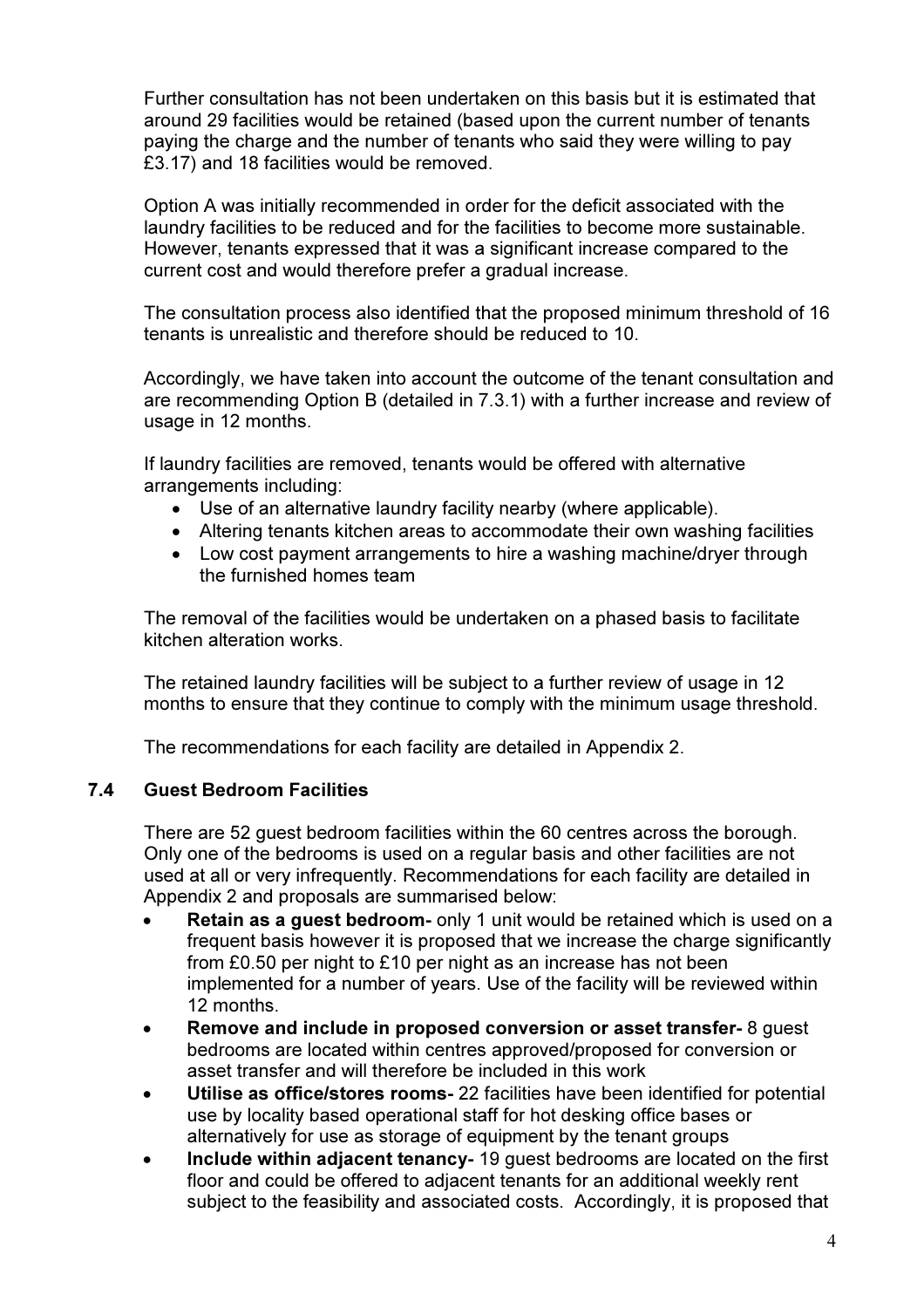Further consultation has not been undertaken on this basis but it is estimated that around 29 facilities would be retained (based upon the current number of tenants paying the charge and the number of tenants who said they were willing to pay £3.17) and 18 facilities would be removed.

Option A was initially recommended in order for the deficit associated with the laundry facilities to be reduced and for the facilities to become more sustainable. However, tenants expressed that it was a significant increase compared to the current cost and would therefore prefer a gradual increase.

The consultation process also identified that the proposed minimum threshold of 16 tenants is unrealistic and therefore should be reduced to 10.

Accordingly, we have taken into account the outcome of the tenant consultation and are recommending Option B (detailed in 7.3.1) with a further increase and review of usage in 12 months.

If laundry facilities are removed, tenants would be offered with alternative arrangements including:

- Use of an alternative laundry facility nearby (where applicable).
- Altering tenants kitchen areas to accommodate their own washing facilities
- Low cost payment arrangements to hire a washing machine/dryer through the furnished homes team

The removal of the facilities would be undertaken on a phased basis to facilitate kitchen alteration works.

The retained laundry facilities will be subject to a further review of usage in 12 months to ensure that they continue to comply with the minimum usage threshold.

The recommendations for each facility are detailed in Appendix 2.

### 7.4 Guest Bedroom Facilities

There are 52 guest bedroom facilities within the 60 centres across the borough. Only one of the bedrooms is used on a regular basis and other facilities are not used at all or very infrequently. Recommendations for each facility are detailed in Appendix 2 and proposals are summarised below:

- **Retain as a guest bedroom-** only 1 unit would be retained which is used on a frequent basis however it is proposed that we increase the charge significantly from £0.50 per night to £10 per night as an increase has not been implemented for a number of years. Use of the facility will be reviewed within 12 months.
- **Remove and include in proposed conversion or asset transfer-** 8 guest bedrooms are located within centres approved/proposed for conversion or asset transfer and will therefore be included in this work
- **Utilise as office/stores rooms-** 22 facilities have been identified for potential use by locality based operational staff for hot desking office bases or alternatively for use as storage of equipment by the tenant groups
- **Include within adjacent tenancy-** 19 guest bedrooms are located on the first floor and could be offered to adjacent tenants for an additional weekly rent subject to the feasibility and associated costs. Accordingly, it is proposed that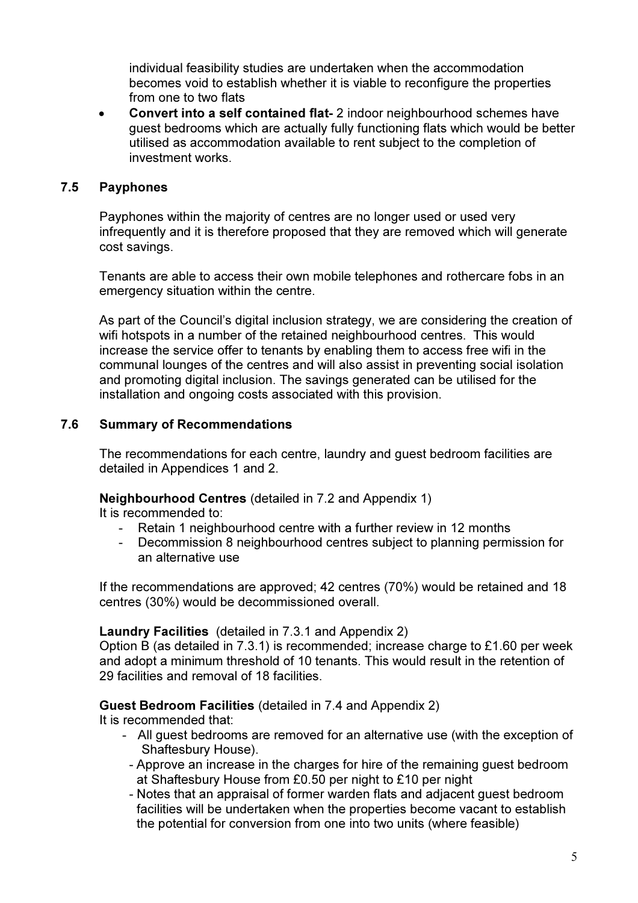individual feasibility studies are undertaken when the accommodation becomes void to establish whether it is viable to reconfigure the properties from one to two flats

- **Convert into a self contained flat-** 2 indoor neighbourhood schemes have guest bedrooms which are actually fully functioning flats which would be better utilised as accommodation available to rent subject to the completion of investment works.

### 7.5 Payphones

Payphones within the majority of centres are no longer used or used very infrequently and it is therefore proposed that they are removed which will generate cost savings.

Tenants are able to access their own mobile telephones and rothercare fobs in an emergency situation within the centre.

As part of the Council's digital inclusion strategy, we are considering the creation of wifi hotspots in a number of the retained neighbourhood centres. This would increase the service offer to tenants by enabling them to access free wifi in the communal lounges of the centres and will also assist in preventing social isolation and promoting digital inclusion. The savings generated can be utilised for the installation and ongoing costs associated with this provision.

### 7.6 Summary of Recommendations

The recommendations for each centre, laundry and guest bedroom facilities are detailed in Appendices 1 and 2.

**Neighbourhood Centres** (detailed in 7.2 and Appendix 1)
It is recommended to:

- Retain 1 neighbourhood centre with a further review in 12 months
- Decommission 8 neighbourhood centres subject to planning permission for an alternative use

If the recommendations are approved; 42 centres (70%) would be retained and 18 centres (30%) would be decommissioned overall.

**Laundry Facilities** (detailed in 7.3.1 and Appendix 2)
Option B (as detailed in 7.3.1) is recommended; increase charge to £1.60 per week and adopt a minimum threshold of 10 tenants. This would result in the retention of 29 facilities and removal of 18 facilities.

**Guest Bedroom Facilities** (detailed in 7.4 and Appendix 2)
It is recommended that:

- All guest bedrooms are removed for an alternative use (with the exception of Shaftesbury House).
- Approve an increase in the charges for hire of the remaining guest bedroom at Shaftesbury House from £0.50 per night to £10 per night
- Notes that an appraisal of former warden flats and adjacent guest bedroom facilities will be undertaken when the properties become vacant to establish the potential for conversion from one into two units (where feasible)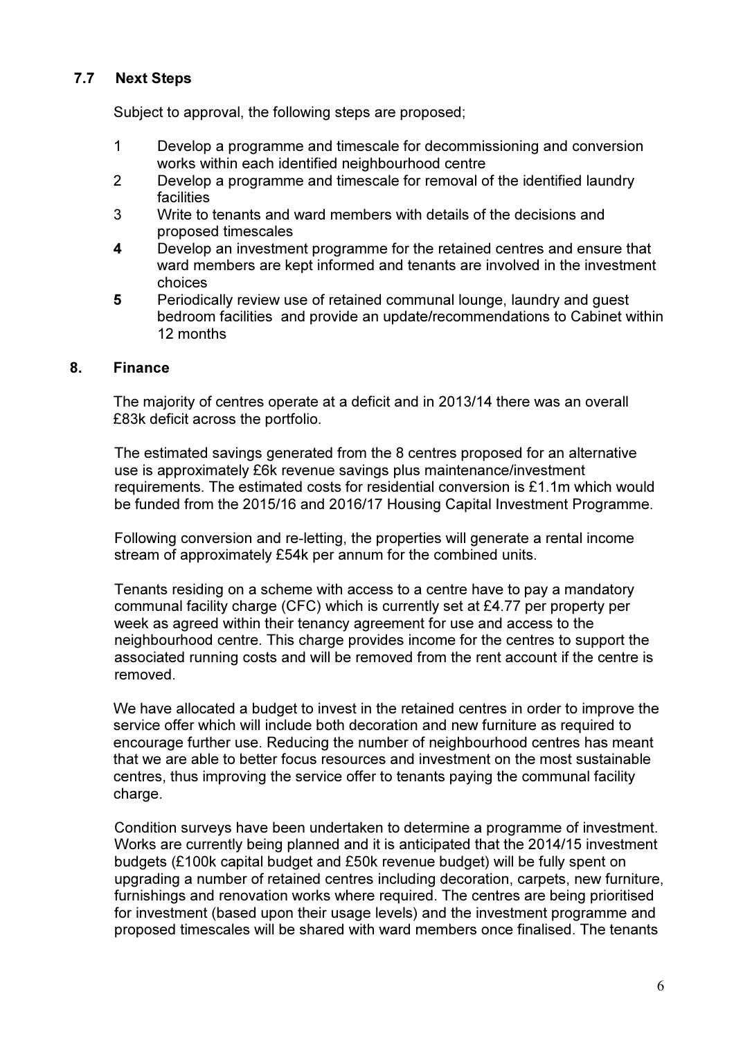### 7.7 Next Steps

Subject to approval, the following steps are proposed;

1. Develop a programme and timescale for decommissioning and conversion works within each identified neighbourhood centre
2. Develop a programme and timescale for removal of the identified laundry facilities
3. Write to tenants and ward members with details of the decisions and proposed timescales
4. Develop an investment programme for the retained centres and ensure that ward members are kept informed and tenants are involved in the investment choices
5. Periodically review use of retained communal lounge, laundry and guest bedroom facilities and provide an update/recommendations to Cabinet within 12 months

## 8. Finance

The majority of centres operate at a deficit and in 2013/14 there was an overall £83k deficit across the portfolio.

The estimated savings generated from the 8 centres proposed for an alternative use is approximately £6k revenue savings plus maintenance/investment requirements. The estimated costs for residential conversion is £1.1m which would be funded from the 2015/16 and 2016/17 Housing Capital Investment Programme.

Following conversion and re-letting, the properties will generate a rental income stream of approximately £54k per annum for the combined units.

Tenants residing on a scheme with access to a centre have to pay a mandatory communal facility charge (CFC) which is currently set at £4.77 per property per week as agreed within their tenancy agreement for use and access to the neighbourhood centre. This charge provides income for the centres to support the associated running costs and will be removed from the rent account if the centre is removed.

We have allocated a budget to invest in the retained centres in order to improve the service offer which will include both decoration and new furniture as required to encourage further use. Reducing the number of neighbourhood centres has meant that we are able to better focus resources and investment on the most sustainable centres, thus improving the service offer to tenants paying the communal facility charge.

Condition surveys have been undertaken to determine a programme of investment. Works are currently being planned and it is anticipated that the 2014/15 investment budgets (£100k capital budget and £50k revenue budget) will be fully spent on upgrading a number of retained centres including decoration, carpets, new furniture, furnishings and renovation works where required. The centres are being prioritised for investment (based upon their usage levels) and the investment programme and proposed timescales will be shared with ward members once finalised. The tenants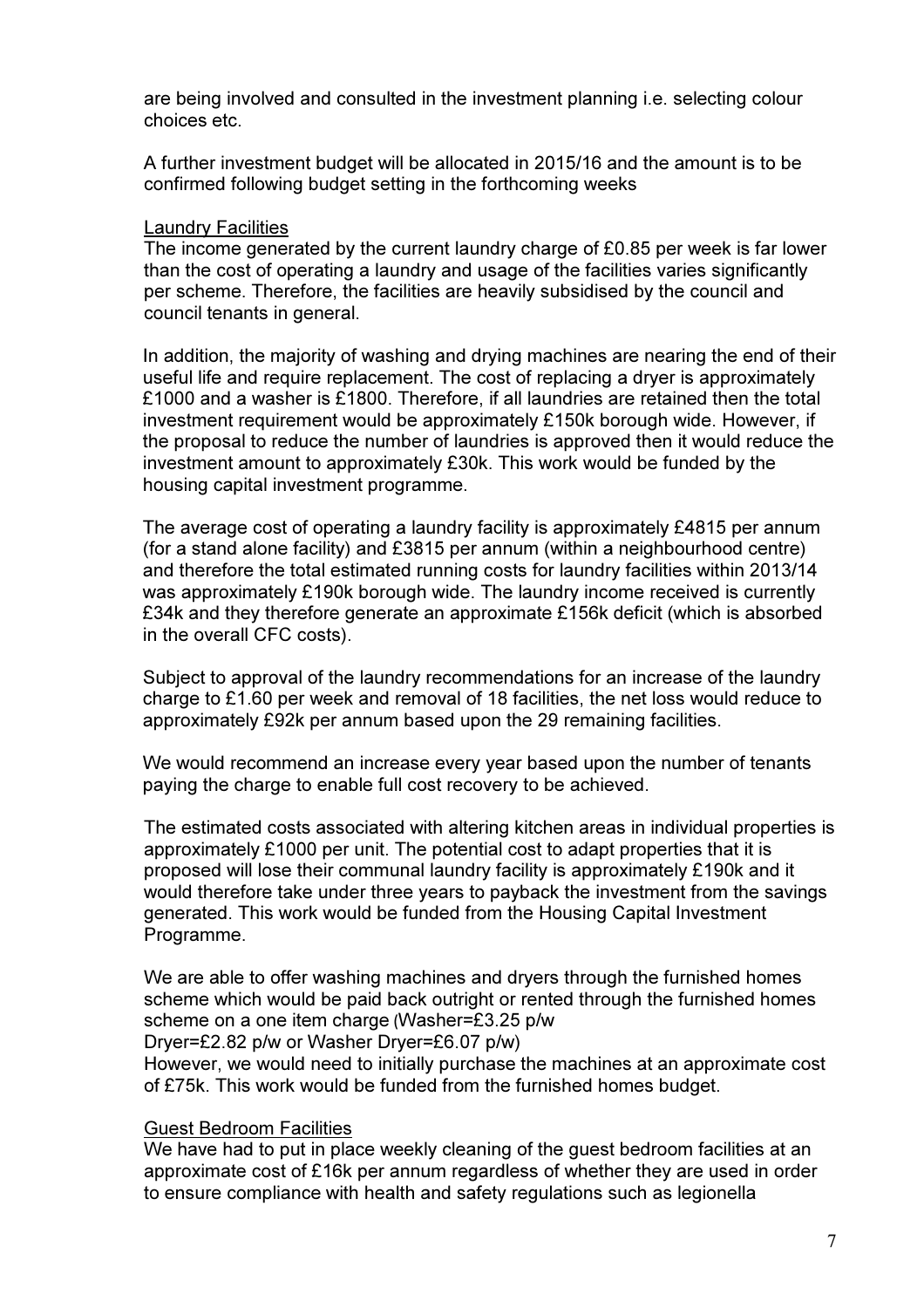are being involved and consulted in the investment planning i.e. selecting colour choices etc.

A further investment budget will be allocated in 2015/16 and the amount is to be confirmed following budget setting in the forthcoming weeks

<u>Laundry Facilities</u>

The income generated by the current laundry charge of £0.85 per week is far lower than the cost of operating a laundry and usage of the facilities varies significantly per scheme. Therefore, the facilities are heavily subsidised by the council and council tenants in general.

In addition, the majority of washing and drying machines are nearing the end of their useful life and require replacement. The cost of replacing a dryer is approximately £1000 and a washer is £1800. Therefore, if all laundries are retained then the total investment requirement would be approximately £150k borough wide. However, if the proposal to reduce the number of laundries is approved then it would reduce the investment amount to approximately £30k. This work would be funded by the housing capital investment programme.

The average cost of operating a laundry facility is approximately £4815 per annum (for a stand alone facility) and £3815 per annum (within a neighbourhood centre) and therefore the total estimated running costs for laundry facilities within 2013/14 was approximately £190k borough wide. The laundry income received is currently £34k and they therefore generate an approximate £156k deficit (which is absorbed in the overall CFC costs).

Subject to approval of the laundry recommendations for an increase of the laundry charge to £1.60 per week and removal of 18 facilities, the net loss would reduce to approximately £92k per annum based upon the 29 remaining facilities.

We would recommend an increase every year based upon the number of tenants paying the charge to enable full cost recovery to be achieved.

The estimated costs associated with altering kitchen areas in individual properties is approximately £1000 per unit. The potential cost to adapt properties that it is proposed will lose their communal laundry facility is approximately £190k and it would therefore take under three years to payback the investment from the savings generated. This work would be funded from the Housing Capital Investment Programme.

We are able to offer washing machines and dryers through the furnished homes scheme which would be paid back outright or rented through the furnished homes scheme on a one item charge (Washer=£3.25 p/w
Dryer=£2.82 p/w or Washer Dryer=£6.07 p/w)
However, we would need to initially purchase the machines at an approximate cost of £75k. This work would be funded from the furnished homes budget.

<u>Guest Bedroom Facilities</u>

We have had to put in place weekly cleaning of the guest bedroom facilities at an approximate cost of £16k per annum regardless of whether they are used in order to ensure compliance with health and safety regulations such as legionella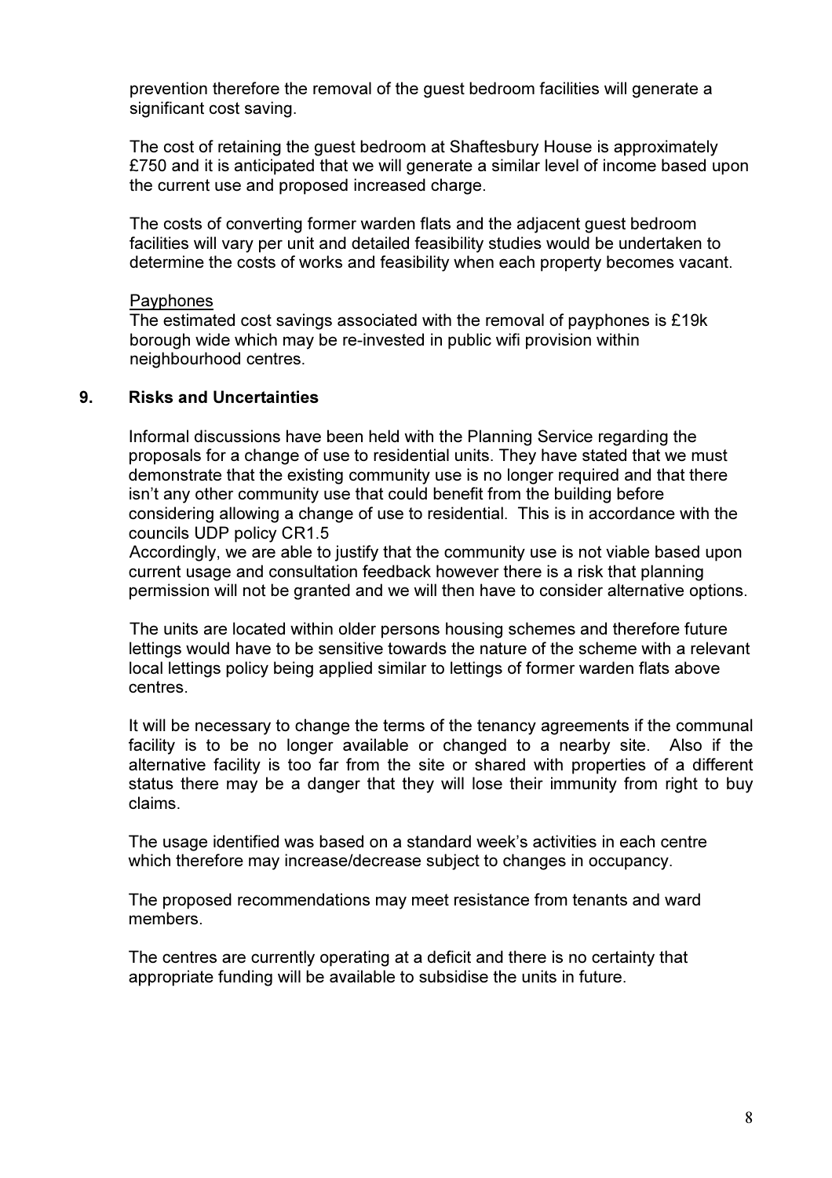prevention therefore the removal of the guest bedroom facilities will generate a significant cost saving.

The cost of retaining the guest bedroom at Shaftesbury House is approximately £750 and it is anticipated that we will generate a similar level of income based upon the current use and proposed increased charge.

The costs of converting former warden flats and the adjacent guest bedroom facilities will vary per unit and detailed feasibility studies would be undertaken to determine the costs of works and feasibility when each property becomes vacant.

<u>Payphones</u>

The estimated cost savings associated with the removal of payphones is £19k borough wide which may be re-invested in public wifi provision within neighbourhood centres.

## 9. Risks and Uncertainties

Informal discussions have been held with the Planning Service regarding the proposals for a change of use to residential units. They have stated that we must demonstrate that the existing community use is no longer required and that there isn't any other community use that could benefit from the building before considering allowing a change of use to residential. This is in accordance with the councils UDP policy CR1.5

Accordingly, we are able to justify that the community use is not viable based upon current usage and consultation feedback however there is a risk that planning permission will not be granted and we will then have to consider alternative options.

The units are located within older persons housing schemes and therefore future lettings would have to be sensitive towards the nature of the scheme with a relevant local lettings policy being applied similar to lettings of former warden flats above centres.

It will be necessary to change the terms of the tenancy agreements if the communal facility is to be no longer available or changed to a nearby site. Also if the alternative facility is too far from the site or shared with properties of a different status there may be a danger that they will lose their immunity from right to buy claims.

The usage identified was based on a standard week's activities in each centre which therefore may increase/decrease subject to changes in occupancy.

The proposed recommendations may meet resistance from tenants and ward members.

The centres are currently operating at a deficit and there is no certainty that appropriate funding will be available to subsidise the units in future.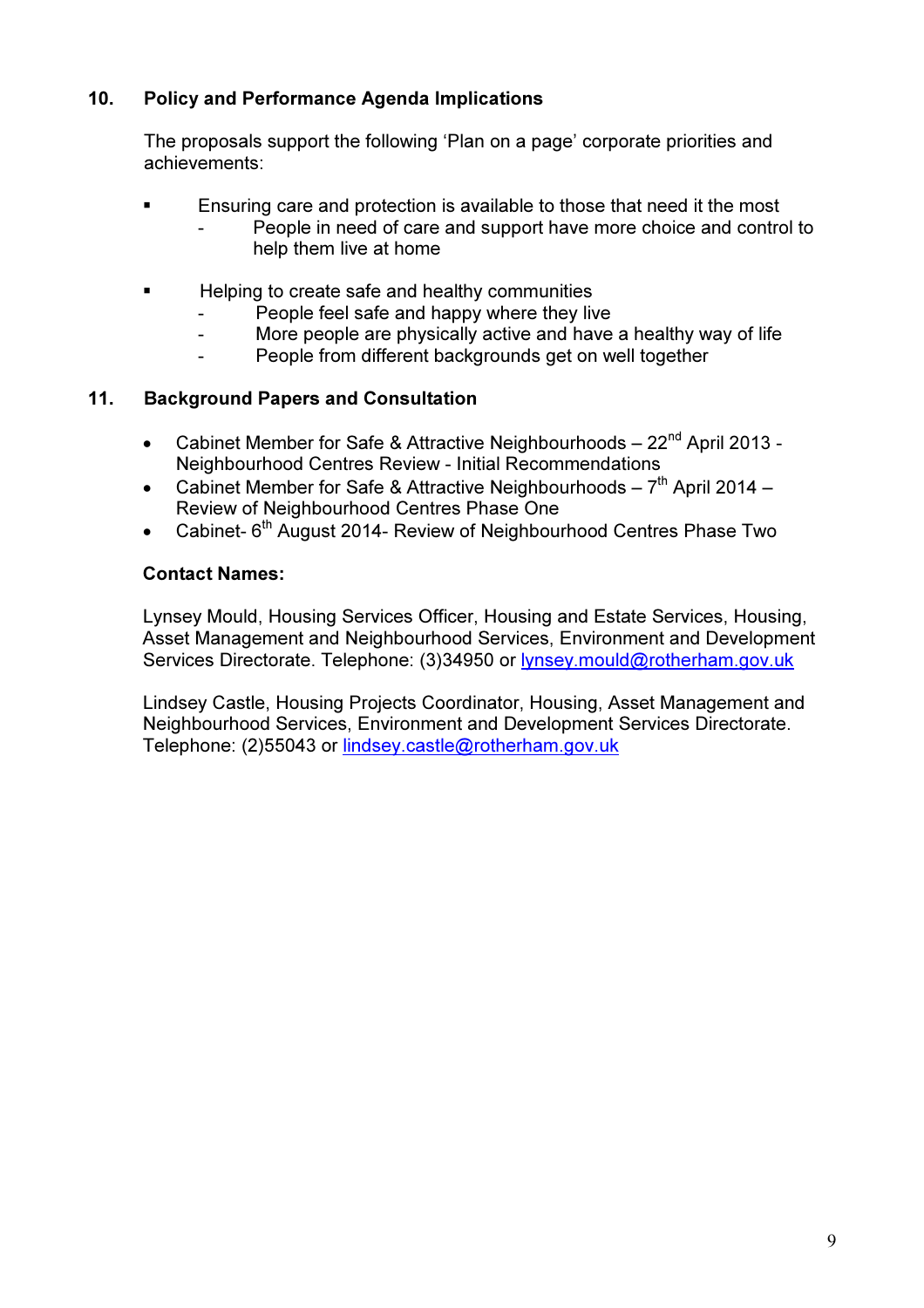## 10. Policy and Performance Agenda Implications

The proposals support the following 'Plan on a page' corporate priorities and achievements:

- Ensuring care and protection is available to those that need it the most
  - People in need of care and support have more choice and control to help them live at home

- Helping to create safe and healthy communities
  - People feel safe and happy where they live
  - More people are physically active and have a healthy way of life
  - People from different backgrounds get on well together

## 11. Background Papers and Consultation

- Cabinet Member for Safe & Attractive Neighbourhoods – 22nd April 2013 - Neighbourhood Centres Review - Initial Recommendations
- Cabinet Member for Safe & Attractive Neighbourhoods – 7th April 2014 – Review of Neighbourhood Centres Phase One
- Cabinet- 6th August 2014- Review of Neighbourhood Centres Phase Two

**Contact Names:**

Lynsey Mould, Housing Services Officer, Housing and Estate Services, Housing, Asset Management and Neighbourhood Services, Environment and Development Services Directorate. Telephone: (3)34950 or lynsey.mould@rotherham.gov.uk

Lindsey Castle, Housing Projects Coordinator, Housing, Asset Management and Neighbourhood Services, Environment and Development Services Directorate. Telephone: (2)55043 or lindsey.castle@rotherham.gov.uk